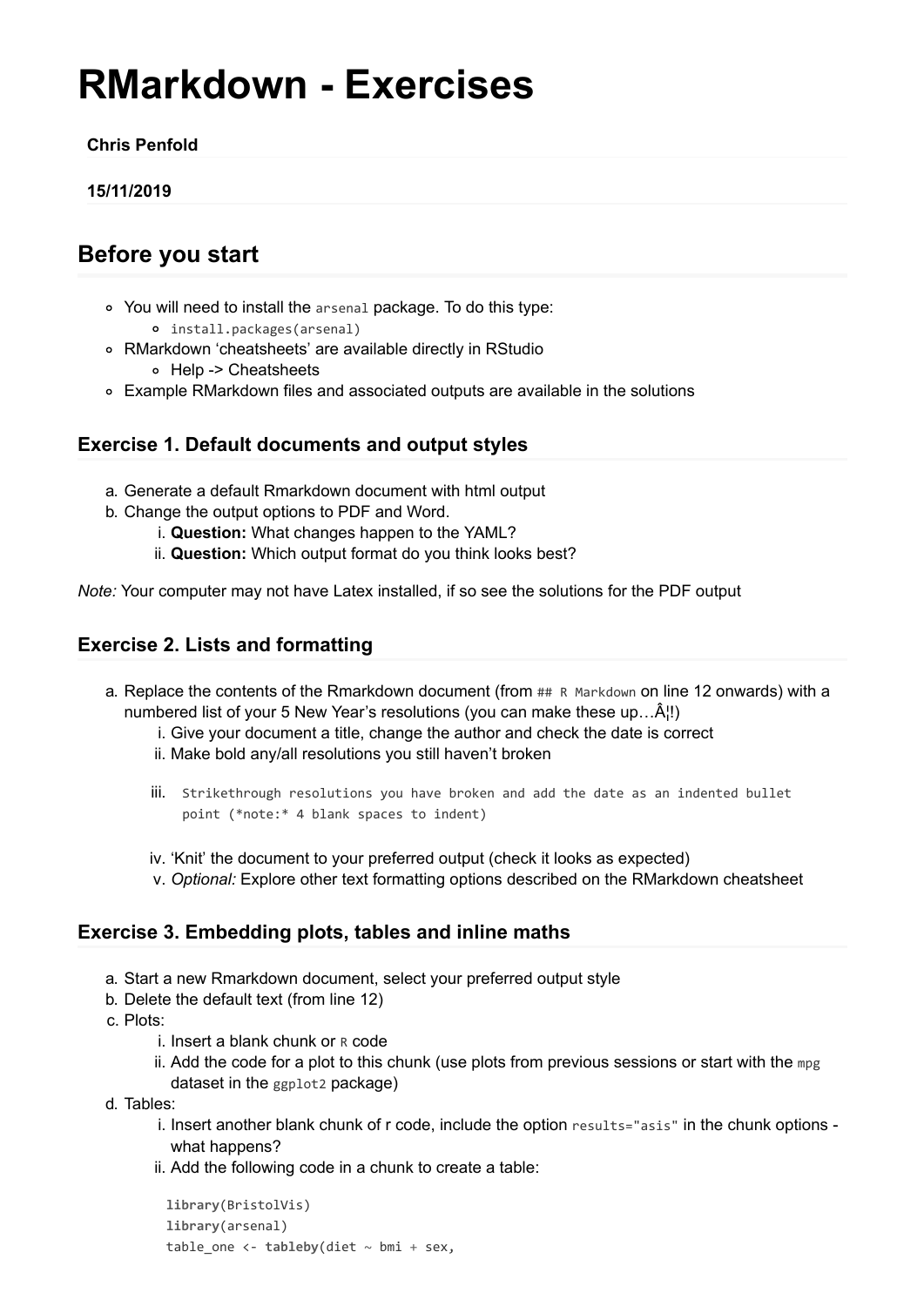# RMarkdown - Exercises

**Chris Penfold**

**15/11/2019**

## Before you start

- You will need to install the `arsenal` package. To do this type:
  - `install.packages(arsenal)`
- RMarkdown 'cheatsheets' are available directly in RStudio
  - Help -> Cheatsheets
- Example RMarkdown files and associated outputs are available in the solutions

### Exercise 1. Default documents and output styles

a. Generate a default Rmarkdown document with html output
b. Change the output options to PDF and Word.
    i. **Question:** What changes happen to the YAML?
    ii. **Question:** Which output format do you think looks best?

*Note:* Your computer may not have Latex installed, if so see the solutions for the PDF output

### Exercise 2. Lists and formatting

a. Replace the contents of the Rmarkdown document (from `## R Markdown` on line 12 onwards) with a numbered list of your 5 New Year's resolutions (you can make these up…Â¦!)
    i. Give your document a title, change the author and check the date is correct
    ii. Make bold any/all resolutions you still haven't broken

    iii. 
    ```
    Strikethrough resolutions you have broken and add the date as an indented bullet
    point (*note:* 4 blank spaces to indent)
    ```

    iv. 'Knit' the document to your preferred output (check it looks as expected)
    v. *Optional:* Explore other text formatting options described on the RMarkdown cheatsheet

### Exercise 3. Embedding plots, tables and inline maths

a. Start a new Rmarkdown document, select your preferred output style
b. Delete the default text (from line 12)
c. Plots:
    i. Insert a blank chunk or `R` code
    ii. Add the code for a plot to this chunk (use plots from previous sessions or start with the `mpg` dataset in the `ggplot2` package)
d. Tables:
    i. Insert another blank chunk of r code, include the option `results="asis"` in the chunk options - what happens?
    ii. Add the following code in a chunk to create a table:

```
library(BristolVis)
library(arsenal)
table_one <- tableby(diet ~ bmi + sex,
```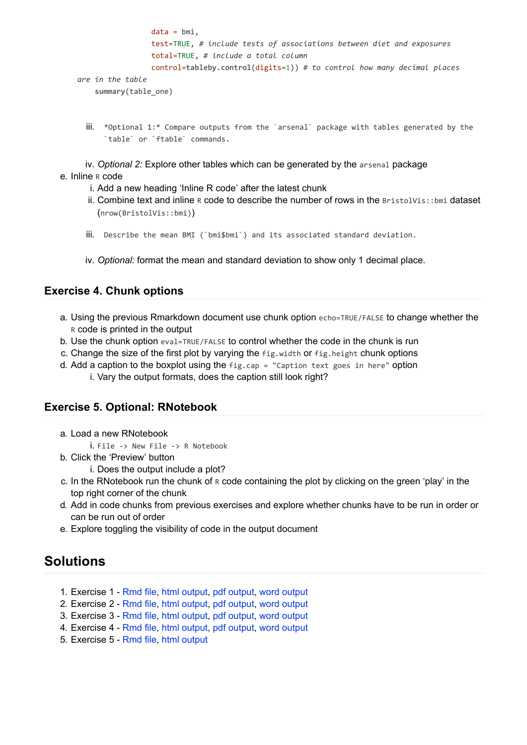```
                  data = bmi,
                  test=TRUE, # include tests of associations between diet and exposures
                  total=TRUE, # include a total column
                  control=tableby.control(digits=1)) # to control how many decimal places
are in the table
    summary(table_one)
```

iii. `*Optional 1:* Compare outputs from the `arsenal` package with tables generated by the `table` or `ftable` commands.`

iv. *Optional 2:* Explore other tables which can be generated by the `arsenal` package

e. Inline `R` code
   i. Add a new heading 'Inline R code' after the latest chunk
   ii. Combine text and inline `R` code to describe the number of rows in the `BristolVis::bmi` dataset (`nrow(BristolVis::bmi)`)
   iii. `Describe the mean BMI (`bmi$bmi`) and its associated standard deviation.`
   iv. *Optional:* format the mean and standard deviation to show only 1 decimal place.

## Exercise 4. Chunk options

a. Using the previous Rmarkdown document use chunk option `echo=TRUE/FALSE` to change whether the `R` code is printed in the output
b. Use the chunk option `eval=TRUE/FALSE` to control whether the code in the chunk is run
c. Change the size of the first plot by varying the `fig.width` or `fig.height` chunk options
d. Add a caption to the boxplot using the `fig.cap = "Caption text goes in here"` option
   i. Vary the output formats, does the caption still look right?

## Exercise 5. Optional: RNotebook

a. Load a new RNotebook
   i. `File -> New File -> R Notebook`
b. Click the 'Preview' button
   i. Does the output include a plot?
c. In the RNotebook run the chunk of `R` code containing the plot by clicking on the green 'play' in the top right corner of the chunk
d. Add in code chunks from previous exercises and explore whether chunks have to be run in order or can be run out of order
e. Explore toggling the visibility of code in the output document

# Solutions

1. Exercise 1 - Rmd file, html output, pdf output, word output
2. Exercise 2 - Rmd file, html output, pdf output, word output
3. Exercise 3 - Rmd file, html output, pdf output, word output
4. Exercise 4 - Rmd file, html output, pdf output, word output
5. Exercise 5 - Rmd file, html output